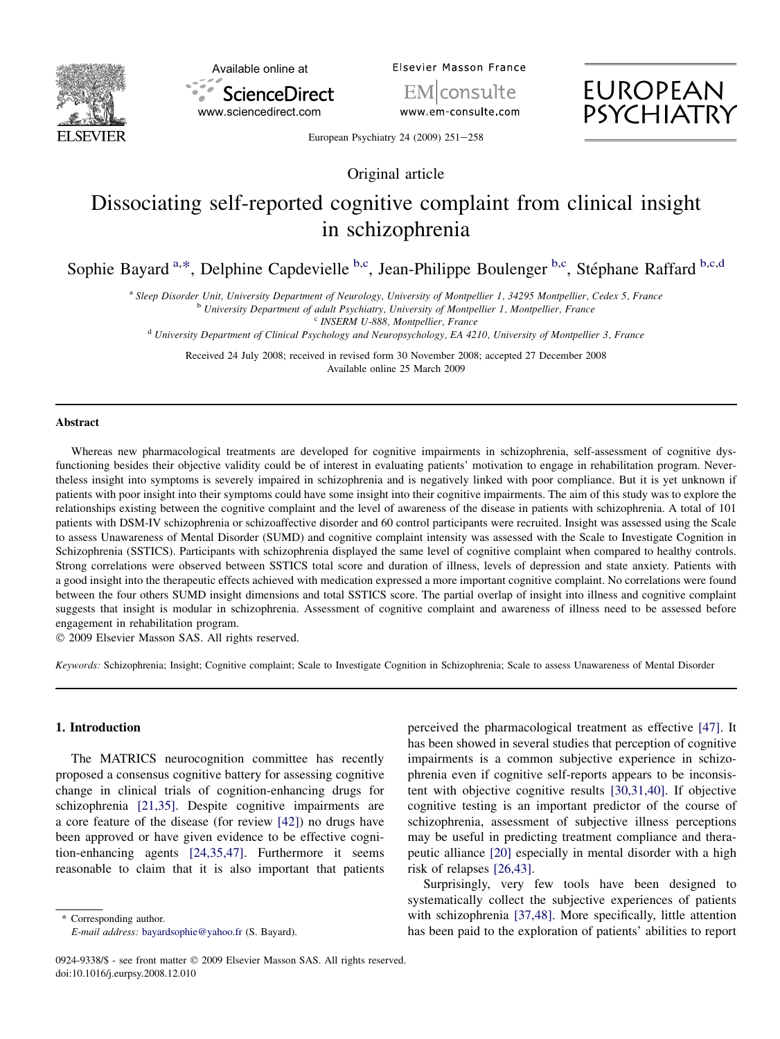Original article

# Dissociating self-reported cognitive complaint from clinical insight in schizophrenia

Sophie Bayard [a,*], Delphine Capdevielle [b,c], Jean-Philippe Boulenger [b,c], Stéphane Raffard [b,c,d]

[a] *Sleep Disorder Unit, University Department of Neurology, University of Montpellier 1, 34295 Montpellier, Cedex 5, France*
[b] *University Department of adult Psychiatry, University of Montpellier 1, Montpellier, France*
[c] *INSERM U-888, Montpellier, France*
[d] *University Department of Clinical Psychology and Neuropsychology, EA 4210, University of Montpellier 3, France*

Received 24 July 2008; received in revised form 30 November 2008; accepted 27 December 2008
Available online 25 March 2009

## Abstract

Whereas new pharmacological treatments are developed for cognitive impairments in schizophrenia, self-assessment of cognitive dysfunctioning besides their objective validity could be of interest in evaluating patients' motivation to engage in rehabilitation program. Nevertheless insight into symptoms is severely impaired in schizophrenia and is negatively linked with poor compliance. But it is yet unknown if patients with poor insight into their symptoms could have some insight into their cognitive impairments. The aim of this study was to explore the relationships existing between the cognitive complaint and the level of awareness of the disease in patients with schizophrenia. A total of 101 patients with DSM-IV schizophrenia or schizoaffective disorder and 60 control participants were recruited. Insight was assessed using the Scale to assess Unawareness of Mental Disorder (SUMD) and cognitive complaint intensity was assessed with the Scale to Investigate Cognition in Schizophrenia (SSTICS). Participants with schizophrenia displayed the same level of cognitive complaint when compared to healthy controls. Strong correlations were observed between SSTICS total score and duration of illness, levels of depression and state anxiety. Patients with a good insight into the therapeutic effects achieved with medication expressed a more important cognitive complaint. No correlations were found between the four others SUMD insight dimensions and total SSTICS score. The partial overlap of insight into illness and cognitive complaint suggests that insight is modular in schizophrenia. Assessment of cognitive complaint and awareness of illness need to be assessed before engagement in rehabilitation program.

© 2009 Elsevier Masson SAS. All rights reserved.

*Keywords:* Schizophrenia; Insight; Cognitive complaint; Scale to Investigate Cognition in Schizophrenia; Scale to assess Unawareness of Mental Disorder

## 1. Introduction

The MATRICS neurocognition committee has recently proposed a consensus cognitive battery for assessing cognitive change in clinical trials of cognition-enhancing drugs for schizophrenia [21,35]. Despite cognitive impairments are a core feature of the disease (for review [42]) no drugs have been approved or have given evidence to be effective cognition-enhancing agents [24,35,47]. Furthermore it seems reasonable to claim that it is also important that patients perceived the pharmacological treatment as effective [47]. It has been showed in several studies that perception of cognitive impairments is a common subjective experience in schizophrenia even if cognitive self-reports appears to be inconsistent with objective cognitive results [30,31,40]. If objective cognitive testing is an important predictor of the course of schizophrenia, assessment of subjective illness perceptions may be useful in predicting treatment compliance and therapeutic alliance [20] especially in mental disorder with a high risk of relapses [26,43].

Surprisingly, very few tools have been designed to systematically collect the subjective experiences of patients with schizophrenia [37,48]. More specifically, little attention has been paid to the exploration of patients' abilities to report

\* Corresponding author.
*E-mail address:* bayardsophie@yahoo.fr (S. Bayard).

0924-9338/$ - see front matter © 2009 Elsevier Masson SAS. All rights reserved.
doi:10.1016/j.eurpsy.2008.12.010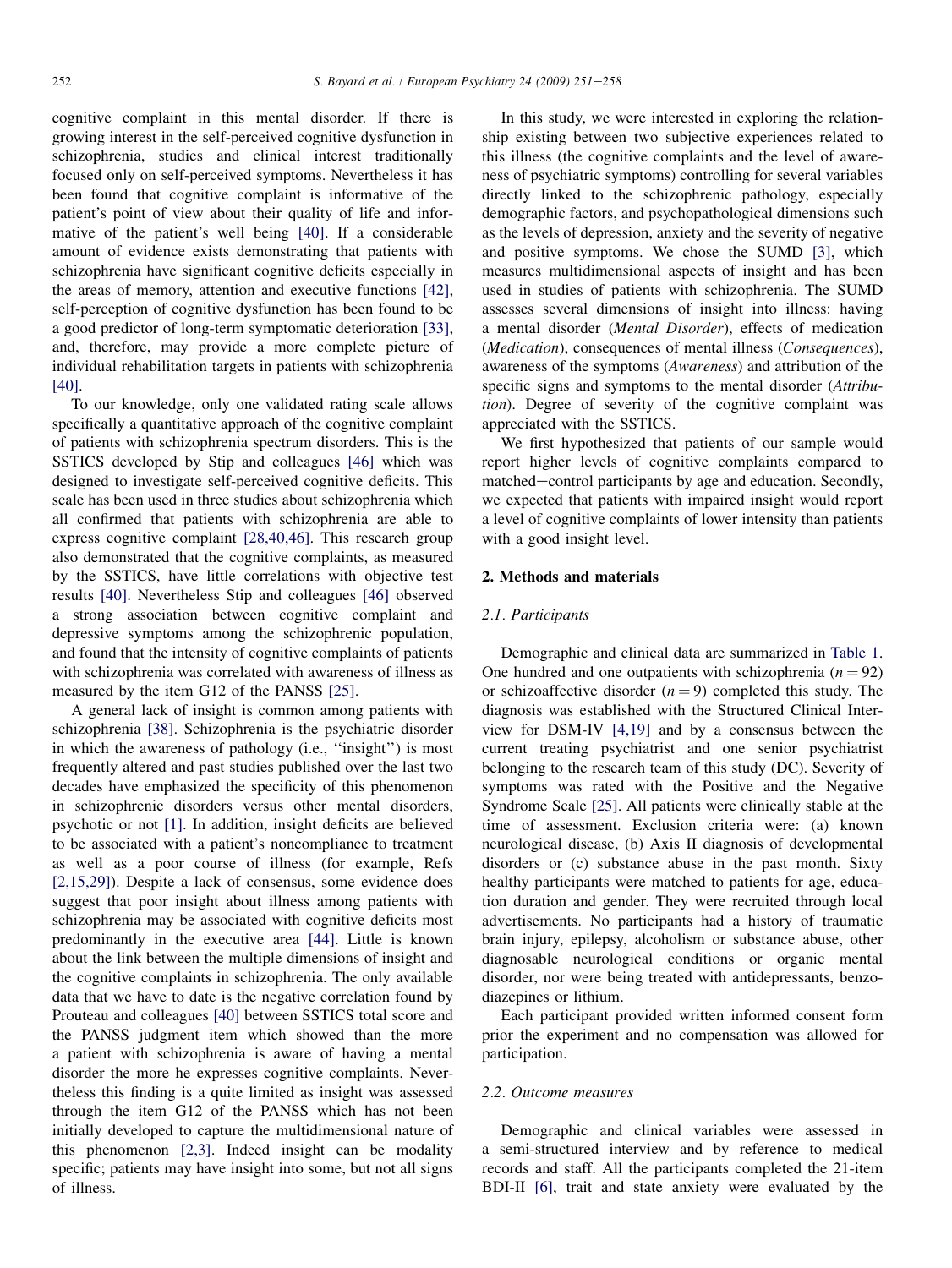cognitive complaint in this mental disorder. If there is growing interest in the self-perceived cognitive dysfunction in schizophrenia, studies and clinical interest traditionally focused only on self-perceived symptoms. Nevertheless it has been found that cognitive complaint is informative of the patient's point of view about their quality of life and informative of the patient's well being [40]. If a considerable amount of evidence exists demonstrating that patients with schizophrenia have significant cognitive deficits especially in the areas of memory, attention and executive functions [42], self-perception of cognitive dysfunction has been found to be a good predictor of long-term symptomatic deterioration [33], and, therefore, may provide a more complete picture of individual rehabilitation targets in patients with schizophrenia [40].

To our knowledge, only one validated rating scale allows specifically a quantitative approach of the cognitive complaint of patients with schizophrenia spectrum disorders. This is the SSTICS developed by Stip and colleagues [46] which was designed to investigate self-perceived cognitive deficits. This scale has been used in three studies about schizophrenia which all confirmed that patients with schizophrenia are able to express cognitive complaint [28,40,46]. This research group also demonstrated that the cognitive complaints, as measured by the SSTICS, have little correlations with objective test results [40]. Nevertheless Stip and colleagues [46] observed a strong association between cognitive complaint and depressive symptoms among the schizophrenic population, and found that the intensity of cognitive complaints of patients with schizophrenia was correlated with awareness of illness as measured by the item G12 of the PANSS [25].

A general lack of insight is common among patients with schizophrenia [38]. Schizophrenia is the psychiatric disorder in which the awareness of pathology (i.e., ''insight'') is most frequently altered and past studies published over the last two decades have emphasized the specificity of this phenomenon in schizophrenic disorders versus other mental disorders, psychotic or not [1]. In addition, insight deficits are believed to be associated with a patient's noncompliance to treatment as well as a poor course of illness (for example, Refs [2,15,29]). Despite a lack of consensus, some evidence does suggest that poor insight about illness among patients with schizophrenia may be associated with cognitive deficits most predominantly in the executive area [44]. Little is known about the link between the multiple dimensions of insight and the cognitive complaints in schizophrenia. The only available data that we have to date is the negative correlation found by Prouteau and colleagues [40] between SSTICS total score and the PANSS judgment item which showed than the more a patient with schizophrenia is aware of having a mental disorder the more he expresses cognitive complaints. Nevertheless this finding is a quite limited as insight was assessed through the item G12 of the PANSS which has not been initially developed to capture the multidimensional nature of this phenomenon [2,3]. Indeed insight can be modality specific; patients may have insight into some, but not all signs of illness.

In this study, we were interested in exploring the relationship existing between two subjective experiences related to this illness (the cognitive complaints and the level of awareness of psychiatric symptoms) controlling for several variables directly linked to the schizophrenic pathology, especially demographic factors, and psychopathological dimensions such as the levels of depression, anxiety and the severity of negative and positive symptoms. We chose the SUMD [3], which measures multidimensional aspects of insight and has been used in studies of patients with schizophrenia. The SUMD assesses several dimensions of insight into illness: having a mental disorder (*Mental Disorder*), effects of medication (*Medication*), consequences of mental illness (*Consequences*), awareness of the symptoms (*Awareness*) and attribution of the specific signs and symptoms to the mental disorder (*Attribution*). Degree of severity of the cognitive complaint was appreciated with the SSTICS.

We first hypothesized that patients of our sample would report higher levels of cognitive complaints compared to matched–control participants by age and education. Secondly, we expected that patients with impaired insight would report a level of cognitive complaints of lower intensity than patients with a good insight level.

## 2. Methods and materials

### 2.1. Participants

Demographic and clinical data are summarized in Table 1. One hundred and one outpatients with schizophrenia ($n = 92$) or schizoaffective disorder ($n = 9$) completed this study. The diagnosis was established with the Structured Clinical Interview for DSM-IV [4,19] and by a consensus between the current treating psychiatrist and one senior psychiatrist belonging to the research team of this study (DC). Severity of symptoms was rated with the Positive and the Negative Syndrome Scale [25]. All patients were clinically stable at the time of assessment. Exclusion criteria were: (a) known neurological disease, (b) Axis II diagnosis of developmental disorders or (c) substance abuse in the past month. Sixty healthy participants were matched to patients for age, education duration and gender. They were recruited through local advertisements. No participants had a history of traumatic brain injury, epilepsy, alcoholism or substance abuse, other diagnosable neurological conditions or organic mental disorder, nor were being treated with antidepressants, benzodiazepines or lithium.

Each participant provided written informed consent form prior the experiment and no compensation was allowed for participation.

### 2.2. Outcome measures

Demographic and clinical variables were assessed in a semi-structured interview and by reference to medical records and staff. All the participants completed the 21-item BDI-II [6], trait and state anxiety were evaluated by the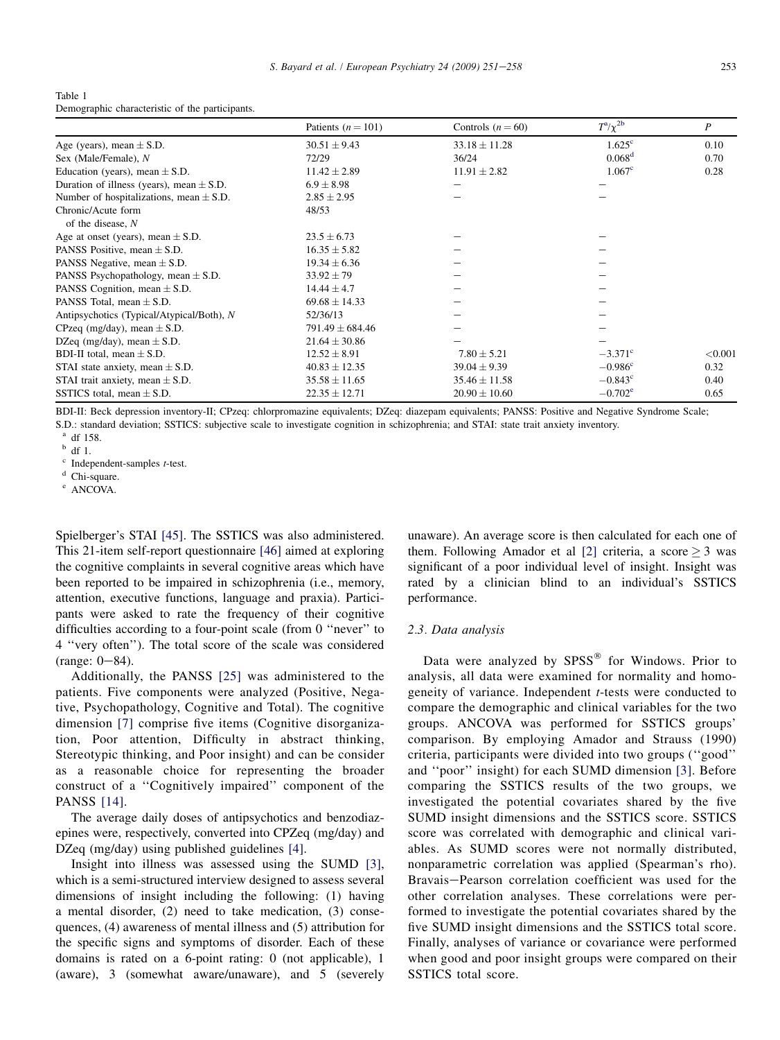Table 1
Demographic characteristic of the participants.

| | Patients ($n = 101$) | Controls ($n = 60$) | $T^a/\chi^{2b}$ | $P$ |
|---|---|---|---|---|
| Age (years), mean ± S.D. | 30.51 ± 9.43 | 33.18 ± 11.28 | 1.625[c] | 0.10 |
| Sex (Male/Female), N | 72/29 | 36/24 | 0.068[d] | 0.70 |
| Education (years), mean ± S.D. | 11.42 ± 2.89 | 11.91 ± 2.82 | 1.067[c] | 0.28 |
| Duration of illness (years), mean ± S.D. | 6.9 ± 8.98 | – | – | |
| Number of hospitalizations, mean ± S.D. | 2.85 ± 2.95 | – | – | |
| Chronic/Acute form of the disease, N | 48/53 | | | |
| Age at onset (years), mean ± S.D. | 23.5 ± 6.73 | – | – | |
| PANSS Positive, mean ± S.D. | 16.35 ± 5.82 | – | – | |
| PANSS Negative, mean ± S.D. | 19.34 ± 6.36 | – | – | |
| PANSS Psychopathology, mean ± S.D. | 33.92 ± 79 | – | – | |
| PANSS Cognition, mean ± S.D. | 14.44 ± 4.7 | – | – | |
| PANSS Total, mean ± S.D. | 69.68 ± 14.33 | – | – | |
| Antipsychotics (Typical/Atypical/Both), N | 52/36/13 | – | – | |
| CPzeq (mg/day), mean ± S.D. | 791.49 ± 684.46 | – | – | |
| DZeq (mg/day), mean ± S.D. | 21.64 ± 30.86 | – | – | |
| BDI-II total, mean ± S.D. | 12.52 ± 8.91 | 7.80 ± 5.21 | −3.371[c] | <0.001 |
| STAI state anxiety, mean ± S.D. | 40.83 ± 12.35 | 39.04 ± 9.39 | −0.986[c] | 0.32 |
| STAI trait anxiety, mean ± S.D. | 35.58 ± 11.65 | 35.46 ± 11.58 | −0.843[c] | 0.40 |
| SSTICS total, mean ± S.D. | 22.35 ± 12.71 | 20.90 ± 10.60 | −0.702[e] | 0.65 |

BDI-II: Beck depression inventory-II; CPzeq: chlorpromazine equivalents; DZeq: diazepam equivalents; PANSS: Positive and Negative Syndrome Scale; S.D.: standard deviation; SSTICS: subjective scale to investigate cognition in schizophrenia; and STAI: state trait anxiety inventory.

[a] df 158.
[b] df 1.
[c] Independent-samples *t*-test.
[d] Chi-square.
[e] ANCOVA.

Spielberger's STAI [45]. The SSTICS was also administered. This 21-item self-report questionnaire [46] aimed at exploring the cognitive complaints in several cognitive areas which have been reported to be impaired in schizophrenia (i.e., memory, attention, executive functions, language and praxia). Participants were asked to rate the frequency of their cognitive difficulties according to a four-point scale (from 0 ''never'' to 4 ''very often''). The total score of the scale was considered (range: 0–84).

Additionally, the PANSS [25] was administered to the patients. Five components were analyzed (Positive, Negative, Psychopathology, Cognitive and Total). The cognitive dimension [7] comprise five items (Cognitive disorganization, Poor attention, Difficulty in abstract thinking, Stereotypic thinking, and Poor insight) and can be consider as a reasonable choice for representing the broader construct of a ''Cognitively impaired'' component of the PANSS [14].

The average daily doses of antipsychotics and benzodiazepines were, respectively, converted into CPZeq (mg/day) and DZeq (mg/day) using published guidelines [4].

Insight into illness was assessed using the SUMD [3], which is a semi-structured interview designed to assess several dimensions of insight including the following: (1) having a mental disorder, (2) need to take medication, (3) consequences, (4) awareness of mental illness and (5) attribution for the specific signs and symptoms of disorder. Each of these domains is rated on a 6-point rating: 0 (not applicable), 1 (aware), 3 (somewhat aware/unaware), and 5 (severely unaware). An average score is then calculated for each one of them. Following Amador et al [2] criteria, a score $\geq 3$ was significant of a poor individual level of insight. Insight was rated by a clinician blind to an individual's SSTICS performance.

### 2.3. Data analysis

Data were analyzed by SPSS® for Windows. Prior to analysis, all data were examined for normality and homogeneity of variance. Independent *t*-tests were conducted to compare the demographic and clinical variables for the two groups. ANCOVA was performed for SSTICS groups' comparison. By employing Amador and Strauss (1990) criteria, participants were divided into two groups (''good'' and ''poor'' insight) for each SUMD dimension [3]. Before comparing the SSTICS results of the two groups, we investigated the potential covariates shared by the five SUMD insight dimensions and the SSTICS score. SSTICS score was correlated with demographic and clinical variables. As SUMD scores were not normally distributed, nonparametric correlation was applied (Spearman's rho). Bravais–Pearson correlation coefficient was used for the other correlation analyses. These correlations were performed to investigate the potential covariates shared by the five SUMD insight dimensions and the SSTICS total score. Finally, analyses of variance or covariance were performed when good and poor insight groups were compared on their SSTICS total score.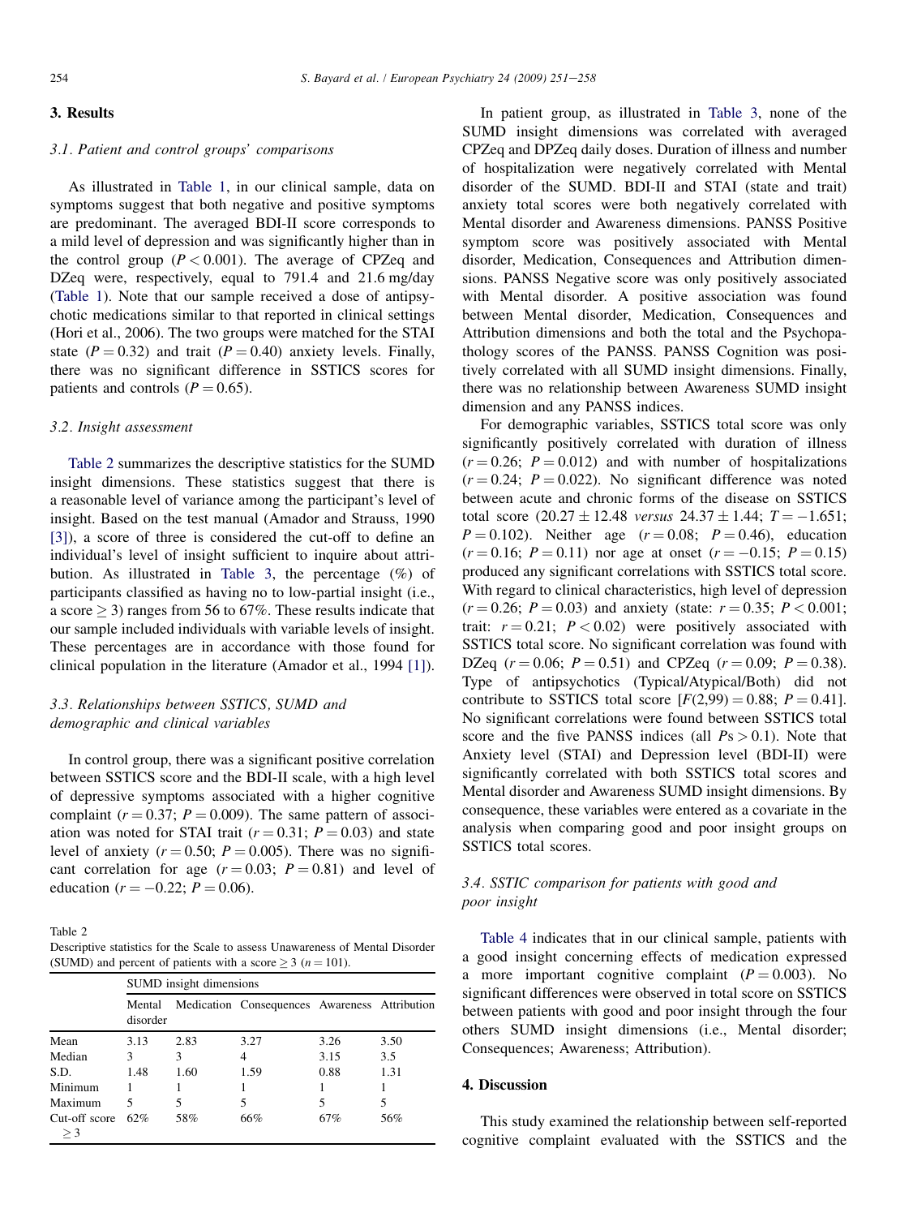## 3. Results

### 3.1. Patient and control groups' comparisons

As illustrated in Table 1, in our clinical sample, data on symptoms suggest that both negative and positive symptoms are predominant. The averaged BDI-II score corresponds to a mild level of depression and was significantly higher than in the control group ($P < 0.001$). The average of CPZeq and DZeq were, respectively, equal to 791.4 and 21.6 mg/day (Table 1). Note that our sample received a dose of antipsychotic medications similar to that reported in clinical settings (Hori et al., 2006). The two groups were matched for the STAI state ($P = 0.32$) and trait ($P = 0.40$) anxiety levels. Finally, there was no significant difference in SSTICS scores for patients and controls ($P = 0.65$).

### 3.2. Insight assessment

Table 2 summarizes the descriptive statistics for the SUMD insight dimensions. These statistics suggest that there is a reasonable level of variance among the participant's level of insight. Based on the test manual (Amador and Strauss, 1990 [3]), a score of three is considered the cut-off to define an individual's level of insight sufficient to inquire about attribution. As illustrated in Table 3, the percentage (%) of participants classified as having no to low-partial insight (i.e., a score $\geq 3$) ranges from 56 to 67%. These results indicate that our sample included individuals with variable levels of insight. These percentages are in accordance with those found for clinical population in the literature (Amador et al., 1994 [1]).

### 3.3. Relationships between SSTICS, SUMD and demographic and clinical variables

In control group, there was a significant positive correlation between SSTICS score and the BDI-II scale, with a high level of depressive symptoms associated with a higher cognitive complaint ($r = 0.37$; $P = 0.009$). The same pattern of association was noted for STAI trait ($r = 0.31$; $P = 0.03$) and state level of anxiety ($r = 0.50$; $P = 0.005$). There was no significant correlation for age ($r = 0.03$; $P = 0.81$) and level of education ($r = -0.22$; $P = 0.06$).

Table 2
Descriptive statistics for the Scale to assess Unawareness of Mental Disorder (SUMD) and percent of patients with a score $\geq 3$ ($n = 101$).

| | SUMD insight dimensions | | | | |
|---|---|---|---|---|---|
| | Mental disorder | Medication | Consequences | Awareness | Attribution |
| Mean | 3.13 | 2.83 | 3.27 | 3.26 | 3.50 |
| Median | 3 | 3 | 4 | 3.15 | 3.5 |
| S.D. | 1.48 | 1.60 | 1.59 | 0.88 | 1.31 |
| Minimum | 1 | 1 | 1 | 1 | 1 |
| Maximum | 5 | 5 | 5 | 5 | 5 |
| Cut-off score $\geq 3$ | 62% | 58% | 66% | 67% | 56% |

In patient group, as illustrated in Table 3, none of the SUMD insight dimensions was correlated with averaged CPZeq and DPZeq daily doses. Duration of illness and number of hospitalization were negatively correlated with Mental disorder of the SUMD. BDI-II and STAI (state and trait) anxiety total scores were both negatively correlated with Mental disorder and Awareness dimensions. PANSS Positive symptom score was positively associated with Mental disorder, Medication, Consequences and Attribution dimensions. PANSS Negative score was only positively associated with Mental disorder. A positive association was found between Mental disorder, Medication, Consequences and Attribution dimensions and both the total and the Psychopathology scores of the PANSS. PANSS Cognition was positively correlated with all SUMD insight dimensions. Finally, there was no relationship between Awareness SUMD insight dimension and any PANSS indices.

For demographic variables, SSTICS total score was only significantly positively correlated with duration of illness ($r = 0.26$; $P = 0.012$) and with number of hospitalizations ($r = 0.24$; $P = 0.022$). No significant difference was noted between acute and chronic forms of the disease on SSTICS total score ($20.27 \pm 12.48$ *versus* $24.37 \pm 1.44$; $T = -1.651$; $P = 0.102$). Neither age ($r = 0.08$; $P = 0.46$), education ($r = 0.16$; $P = 0.11$) nor age at onset ($r = -0.15$; $P = 0.15$) produced any significant correlations with SSTICS total score. With regard to clinical characteristics, high level of depression ($r = 0.26$; $P = 0.03$) and anxiety (state: $r = 0.35$; $P < 0.001$; trait: $r = 0.21$; $P < 0.02$) were positively associated with SSTICS total score. No significant correlation was found with DZeq ($r = 0.06$; $P = 0.51$) and CPZeq ($r = 0.09$; $P = 0.38$). Type of antipsychotics (Typical/Atypical/Both) did not contribute to SSTICS total score [$F(2,99) = 0.88$; $P = 0.41$]. No significant correlations were found between SSTICS total score and the five PANSS indices (all $Ps > 0.1$). Note that Anxiety level (STAI) and Depression level (BDI-II) were significantly correlated with both SSTICS total scores and Mental disorder and Awareness SUMD insight dimensions. By consequence, these variables were entered as a covariate in the analysis when comparing good and poor insight groups on SSTICS total scores.

### 3.4. SSTIC comparison for patients with good and poor insight

Table 4 indicates that in our clinical sample, patients with a good insight concerning effects of medication expressed a more important cognitive complaint ($P = 0.003$). No significant differences were observed in total score on SSTICS between patients with good and poor insight through the four others SUMD insight dimensions (i.e., Mental disorder; Consequences; Awareness; Attribution).

## 4. Discussion

This study examined the relationship between self-reported cognitive complaint evaluated with the SSTICS and the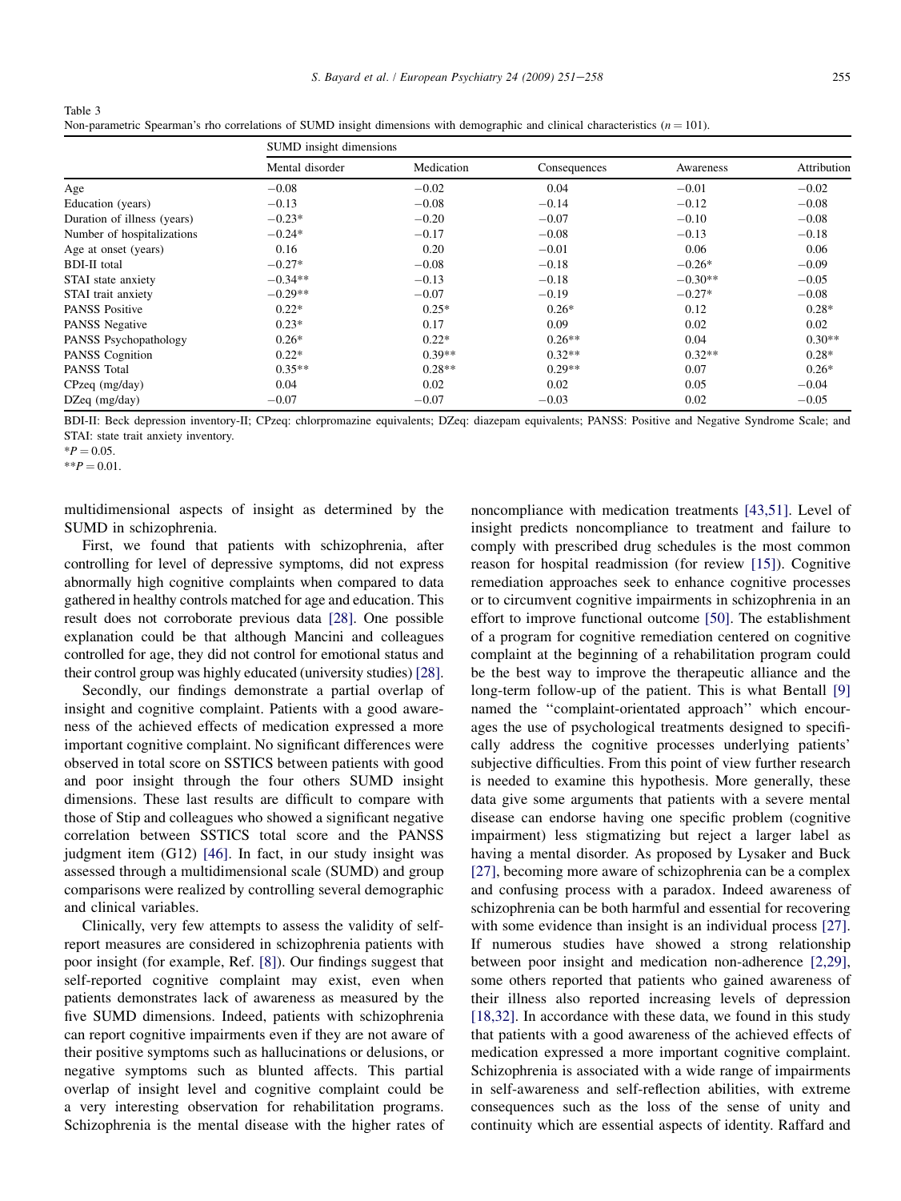Table 3
Non-parametric Spearman's rho correlations of SUMD insight dimensions with demographic and clinical characteristics ($n = 101$).

| | SUMD insight dimensions | | | | |
|---|---|---|---|---|---|
| | Mental disorder | Medication | Consequences | Awareness | Attribution |
| Age | −0.08 | −0.02 | 0.04 | −0.01 | −0.02 |
| Education (years) | −0.13 | −0.08 | −0.14 | −0.12 | −0.08 |
| Duration of illness (years) | −0.23* | −0.20 | −0.07 | −0.10 | −0.08 |
| Number of hospitalizations | −0.24* | −0.17 | −0.08 | −0.13 | −0.18 |
| Age at onset (years) | 0.16 | 0.20 | −0.01 | 0.06 | 0.06 |
| BDI-II total | −0.27* | −0.08 | −0.18 | −0.26* | −0.09 |
| STAI state anxiety | −0.34** | −0.13 | −0.18 | −0.30** | −0.05 |
| STAI trait anxiety | −0.29** | −0.07 | −0.19 | −0.27* | −0.08 |
| PANSS Positive | 0.22* | 0.25* | 0.26* | 0.12 | 0.28* |
| PANSS Negative | 0.23* | 0.17 | 0.09 | 0.02 | 0.02 |
| PANSS Psychopathology | 0.26* | 0.22* | 0.26** | 0.04 | 0.30** |
| PANSS Cognition | 0.22* | 0.39** | 0.32** | 0.32** | 0.28* |
| PANSS Total | 0.35** | 0.28** | 0.29** | 0.07 | 0.26* |
| CPzeq (mg/day) | 0.04 | 0.02 | 0.02 | 0.05 | −0.04 |
| DZeq (mg/day) | −0.07 | −0.07 | −0.03 | 0.02 | −0.05 |

BDI-II: Beck depression inventory-II; CPzeq: chlorpromazine equivalents; DZeq: diazepam equivalents; PANSS: Positive and Negative Syndrome Scale; and STAI: state trait anxiety inventory.
*$P = 0.05$.
**$P = 0.01$.

multidimensional aspects of insight as determined by the SUMD in schizophrenia.

First, we found that patients with schizophrenia, after controlling for level of depressive symptoms, did not express abnormally high cognitive complaints when compared to data gathered in healthy controls matched for age and education. This result does not corroborate previous data [28]. One possible explanation could be that although Mancini and colleagues controlled for age, they did not control for emotional status and their control group was highly educated (university studies) [28].

Secondly, our findings demonstrate a partial overlap of insight and cognitive complaint. Patients with a good awareness of the achieved effects of medication expressed a more important cognitive complaint. No significant differences were observed in total score on SSTICS between patients with good and poor insight through the four others SUMD insight dimensions. These last results are difficult to compare with those of Stip and colleagues who showed a significant negative correlation between SSTICS total score and the PANSS judgment item (G12) [46]. In fact, in our study insight was assessed through a multidimensional scale (SUMD) and group comparisons were realized by controlling several demographic and clinical variables.

Clinically, very few attempts to assess the validity of self-report measures are considered in schizophrenia patients with poor insight (for example, Ref. [8]). Our findings suggest that self-reported cognitive complaint may exist, even when patients demonstrates lack of awareness as measured by the five SUMD dimensions. Indeed, patients with schizophrenia can report cognitive impairments even if they are not aware of their positive symptoms such as hallucinations or delusions, or negative symptoms such as blunted affects. This partial overlap of insight level and cognitive complaint could be a very interesting observation for rehabilitation programs. Schizophrenia is the mental disease with the higher rates of noncompliance with medication treatments [43,51]. Level of insight predicts noncompliance to treatment and failure to comply with prescribed drug schedules is the most common reason for hospital readmission (for review [15]). Cognitive remediation approaches seek to enhance cognitive processes or to circumvent cognitive impairments in schizophrenia in an effort to improve functional outcome [50]. The establishment of a program for cognitive remediation centered on cognitive complaint at the beginning of a rehabilitation program could be the best way to improve the therapeutic alliance and the long-term follow-up of the patient. This is what Bentall [9] named the ''complaint-orientated approach'' which encourages the use of psychological treatments designed to specifically address the cognitive processes underlying patients' subjective difficulties. From this point of view further research is needed to examine this hypothesis. More generally, these data give some arguments that patients with a severe mental disease can endorse having one specific problem (cognitive impairment) less stigmatizing but reject a larger label as having a mental disorder. As proposed by Lysaker and Buck [27], becoming more aware of schizophrenia can be a complex and confusing process with a paradox. Indeed awareness of schizophrenia can be both harmful and essential for recovering with some evidence than insight is an individual process [27]. If numerous studies have showed a strong relationship between poor insight and medication non-adherence [2,29], some others reported that patients who gained awareness of their illness also reported increasing levels of depression [18,32]. In accordance with these data, we found in this study that patients with a good awareness of the achieved effects of medication expressed a more important cognitive complaint. Schizophrenia is associated with a wide range of impairments in self-awareness and self-reflection abilities, with extreme consequences such as the loss of the sense of unity and continuity which are essential aspects of identity. Raffard and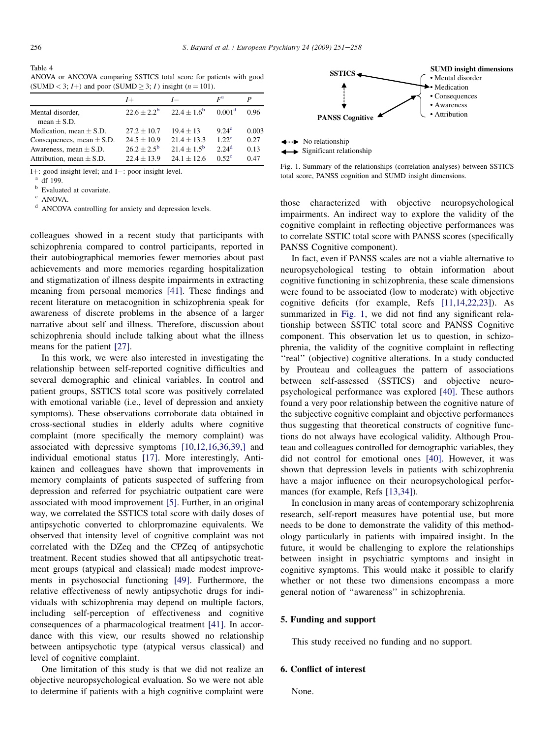Table 4
ANOVA or ANCOVA comparing SSTICS total score for patients with good (SUMD < 3; *I*+) and poor (SUMD ≥ 3; *I*) insight ($n = 101$).

| | *I*+ | *I*− | $F$[a] | $P$ |
|---|---|---|---|---|
| Mental disorder, mean ± S.D. | 22.6 ± 2.2[b] | 22.4 ± 1.6[b] | 0.001[d] | 0.96 |
| Medication, mean ± S.D. | 27.2 ± 10.7 | 19.4 ± 13 | 9.24[c] | 0.003 |
| Consequences, mean ± S.D. | 24.5 ± 10.9 | 21.4 ± 13.3 | 1.22[c] | 0.27 |
| Awareness, mean ± S.D. | 26.2 ± 2.5[b] | 21.4 ± 1.5[b] | 2.24[d] | 0.13 |
| Attribution, mean ± S.D. | 22.4 ± 13.9 | 24.1 ± 12.6 | 0.52[c] | 0.47 |

I+: good insight level; and I−: poor insight level.
[a] df 199.
[b] Evaluated at covariate.
[c] ANOVA.
[d] ANCOVA controlling for anxiety and depression levels.

colleagues showed in a recent study that participants with schizophrenia compared to control participants, reported in their autobiographical memories fewer memories about past achievements and more memories regarding hospitalization and stigmatization of illness despite impairments in extracting meaning from personal memories [41]. These findings and recent literature on metacognition in schizophrenia speak for awareness of discrete problems in the absence of a larger narrative about self and illness. Therefore, discussion about schizophrenia should include talking about what the illness means for the patient [27].

In this work, we were also interested in investigating the relationship between self-reported cognitive difficulties and several demographic and clinical variables. In control and patient groups, SSTICS total score was positively correlated with emotional variable (i.e., level of depression and anxiety symptoms). These observations corroborate data obtained in cross-sectional studies in elderly adults where cognitive complaint (more specifically the memory complaint) was associated with depressive symptoms [10,12,16,36,39,] and individual emotional status [17]. More interestingly, Antikainen and colleagues have shown that improvements in memory complaints of patients suspected of suffering from depression and referred for psychiatric outpatient care were associated with mood improvement [5]. Further, in an original way, we correlated the SSTICS total score with daily doses of antipsychotic converted to chlorpromazine equivalents. We observed that intensity level of cognitive complaint was not correlated with the DZeq and the CPZeq of antipsychotic treatment. Recent studies showed that all antipsychotic treatment groups (atypical and classical) made modest improvements in psychosocial functioning [49]. Furthermore, the relative effectiveness of newly antipsychotic drugs for individuals with schizophrenia may depend on multiple factors, including self-perception of effectiveness and cognitive consequences of a pharmacological treatment [41]. In accordance with this view, our results showed no relationship between antipsychotic type (atypical versus classical) and level of cognitive complaint.

One limitation of this study is that we did not realize an objective neuropsychological evaluation. So we were not able to determine if patients with a high cognitive complaint were those characterized with objective neuropsychological impairments. An indirect way to explore the validity of the cognitive complaint in reflecting objective performances was to correlate SSTIC total score with PANSS scores (specifically PANSS Cognitive component).

In fact, even if PANSS scales are not a viable alternative to neuropsychological testing to obtain information about cognitive functioning in schizophrenia, these scale dimensions were found to be associated (low to moderate) with objective cognitive deficits (for example, Refs [11,14,22,23]). As summarized in Fig. 1, we did not find any significant relationship between SSTIC total score and PANSS Cognitive component. This observation let us to question, in schizophrenia, the validity of the cognitive complaint in reflecting "real" (objective) cognitive alterations. In a study conducted by Prouteau and colleagues the pattern of associations between self-assessed (SSTICS) and objective neuropsychological performance was explored [40]. These authors found a very poor relationship between the cognitive nature of the subjective cognitive complaint and objective performances thus suggesting that theoretical constructs of cognitive functions do not always have ecological validity. Although Prouteau and colleagues controlled for demographic variables, they did not control for emotional ones [40]. However, it was shown that depression levels in patients with schizophrenia have a major influence on their neuropsychological performances (for example, Refs [13,34]).

In conclusion in many areas of contemporary schizophrenia research, self-report measures have potential use, but more needs to be done to demonstrate the validity of this methodology particularly in patients with impaired insight. In the future, it would be challenging to explore the relationships between insight in psychiatric symptoms and insight in cognitive symptoms. This would make it possible to clarify whether or not these two dimensions encompass a more general notion of "awareness" in schizophrenia.

SSTICS ↔ SUMD insight dimensions (Medication); PANSS Cognitive ↔ SUMD insight dimensions (Medication); SSTICS ↔ PANSS Cognitive (no relationship)

SUMD insight dimensions
- Mental disorder
- Medication
- Consequences
- Awareness
- Attribution

No relationship
Significant relationship

Fig. 1. Summary of the relationships (correlation analyses) between SSTICS total score, PANSS cognition and SUMD insight dimensions.

## 5. Funding and support

This study received no funding and no support.

## 6. Conflict of interest

None.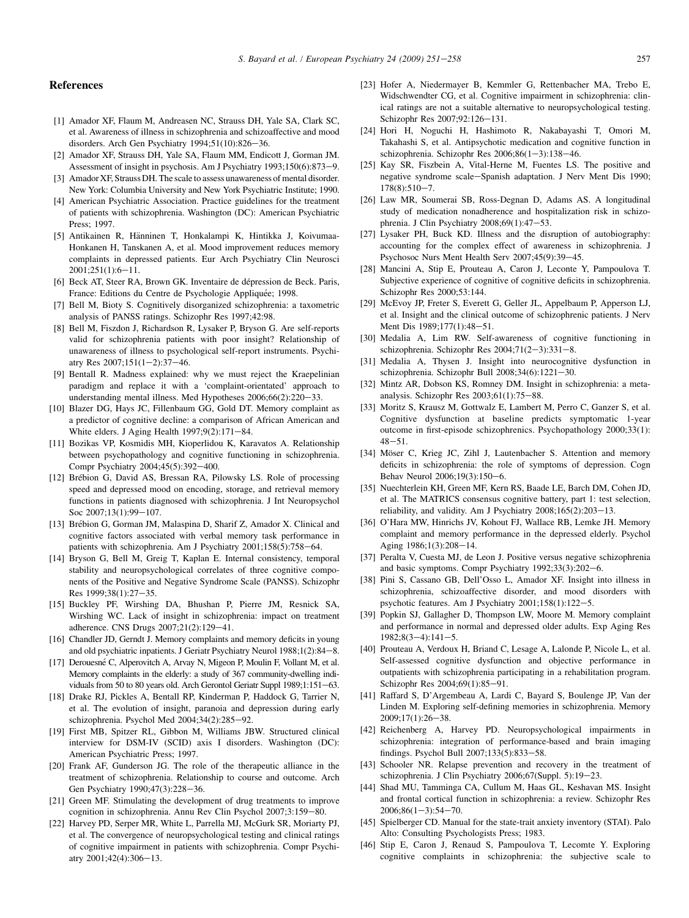## References

[1] Amador XF, Flaum M, Andreasen NC, Strauss DH, Yale SA, Clark SC, et al. Awareness of illness in schizophrenia and schizoaffective and mood disorders. Arch Gen Psychiatry 1994;51(10):826–36.

[2] Amador XF, Strauss DH, Yale SA, Flaum MM, Endicott J, Gorman JM. Assessment of insight in psychosis. Am J Psychiatry 1993;150(6):873–9.

[3] Amador XF, Strauss DH. The scale to assess unawareness of mental disorder. New York: Columbia University and New York Psychiatric Institute; 1990.

[4] American Psychiatric Association. Practice guidelines for the treatment of patients with schizophrenia. Washington (DC): American Psychiatric Press; 1997.

[5] Antikainen R, Hänninen T, Honkalampi K, Hintikka J, Koivumaa-Honkanen H, Tanskanen A, et al. Mood improvement reduces memory complaints in depressed patients. Eur Arch Psychiatry Clin Neurosci 2001;251(1):6–11.

[6] Beck AT, Steer RA, Brown GK. Inventaire de dépression de Beck. Paris, France: Editions du Centre de Psychologie Appliquée; 1998.

[7] Bell M, Bioty S. Cognitively disorganized schizophrenia: a taxometric analysis of PANSS ratings. Schizophr Res 1997;42:98.

[8] Bell M, Fiszdon J, Richardson R, Lysaker P, Bryson G. Are self-reports valid for schizophrenia patients with poor insight? Relationship of unawareness of illness to psychological self-report instruments. Psychiatry Res 2007;151(1–2):37–46.

[9] Bentall R. Madness explained: why we must reject the Kraepelinian paradigm and replace it with a 'complaint-orientated' approach to understanding mental illness. Med Hypotheses 2006;66(2):220–33.

[10] Blazer DG, Hays JC, Fillenbaum GG, Gold DT. Memory complaint as a predictor of cognitive decline: a comparison of African American and White elders. J Aging Health 1997;9(2):171–84.

[11] Bozikas VP, Kosmidis MH, Kioperlidou K, Karavatos A. Relationship between psychopathology and cognitive functioning in schizophrenia. Compr Psychiatry 2004;45(5):392–400.

[12] Brébion G, David AS, Bressan RA, Pilowsky LS. Role of processing speed and depressed mood on encoding, storage, and retrieval memory functions in patients diagnosed with schizophrenia. J Int Neuropsychol Soc 2007;13(1):99–107.

[13] Brébion G, Gorman JM, Malaspina D, Sharif Z, Amador X. Clinical and cognitive factors associated with verbal memory task performance in patients with schizophrenia. Am J Psychiatry 2001;158(5):758–64.

[14] Bryson G, Bell M, Greig T, Kaplan E. Internal consistency, temporal stability and neuropsychological correlates of three cognitive components of the Positive and Negative Syndrome Scale (PANSS). Schizophr Res 1999;38(1):27–35.

[15] Buckley PF, Wirshing DA, Bhushan P, Pierre JM, Resnick SA, Wirshing WC. Lack of insight in schizophrenia: impact on treatment adherence. CNS Drugs 2007;21(2):129–41.

[16] Chandler JD, Gerndt J. Memory complaints and memory deficits in young and old psychiatric inpatients. J Geriatr Psychiatry Neurol 1988;1(2):84–8.

[17] Derouesné C, Alperovitch A, Arvay N, Migeon P, Moulin F, Vollant M, et al. Memory complaints in the elderly: a study of 367 community-dwelling individuals from 50 to 80 years old. Arch Gerontol Geriatr Suppl 1989;1:151–63.

[18] Drake RJ, Pickles A, Bentall RP, Kinderman P, Haddock G, Tarrier N, et al. The evolution of insight, paranoia and depression during early schizophrenia. Psychol Med 2004;34(2):285–92.

[19] First MB, Spitzer RL, Gibbon M, Williams JBW. Structured clinical interview for DSM-IV (SCID) axis I disorders. Washington (DC): American Psychiatric Press; 1997.

[20] Frank AF, Gunderson JG. The role of the therapeutic alliance in the treatment of schizophrenia. Relationship to course and outcome. Arch Gen Psychiatry 1990;47(3):228–36.

[21] Green MF. Stimulating the development of drug treatments to improve cognition in schizophrenia. Annu Rev Clin Psychol 2007;3:159–80.

[22] Harvey PD, Serper MR, White L, Parrella MJ, McGurk SR, Moriarty PJ, et al. The convergence of neuropsychological testing and clinical ratings of cognitive impairment in patients with schizophrenia. Compr Psychiatry 2001;42(4):306–13.

[23] Hofer A, Niedermayer B, Kemmler G, Rettenbacher MA, Trebo E, Widschwendter CG, et al. Cognitive impairment in schizophrenia: clinical ratings are not a suitable alternative to neuropsychological testing. Schizophr Res 2007;92:126–131.

[24] Hori H, Noguchi H, Hashimoto R, Nakabayashi T, Omori M, Takahashi S, et al. Antipsychotic medication and cognitive function in schizophrenia. Schizophr Res 2006;86(1–3):138–46.

[25] Kay SR, Fiszbein A, Vital-Herne M, Fuentes LS. The positive and negative syndrome scale—Spanish adaptation. J Nerv Ment Dis 1990; 178(8):510–7.

[26] Law MR, Soumerai SB, Ross-Degnan D, Adams AS. A longitudinal study of medication nonadherence and hospitalization risk in schizophrenia. J Clin Psychiatry 2008;69(1):47–53.

[27] Lysaker PH, Buck KD. Illness and the disruption of autobiography: accounting for the complex effect of awareness in schizophrenia. J Psychosoc Nurs Ment Health Serv 2007;45(9):39–45.

[28] Mancini A, Stip E, Prouteau A, Caron J, Leconte Y, Pampoulova T. Subjective experience of cognitive of cognitive deficits in schizophrenia. Schizophr Res 2000;53:144.

[29] McEvoy JP, Freter S, Everett G, Geller JL, Appelbaum P, Apperson LJ, et al. Insight and the clinical outcome of schizophrenic patients. J Nerv Ment Dis 1989;177(1):48–51.

[30] Medalia A, Lim RW. Self-awareness of cognitive functioning in schizophrenia. Schizophr Res 2004;71(2–3):331–8.

[31] Medalia A, Thysen J. Insight into neurocognitive dysfunction in schizophrenia. Schizophr Bull 2008;34(6):1221–30.

[32] Mintz AR, Dobson KS, Romney DM. Insight in schizophrenia: a meta-analysis. Schizophr Res 2003;61(1):75–88.

[33] Moritz S, Krausz M, Gottwalz E, Lambert M, Perro C, Ganzer S, et al. Cognitive dysfunction at baseline predicts symptomatic 1-year outcome in first-episode schizophrenics. Psychopathology 2000;33(1): 48–51.

[34] Möser C, Krieg JC, Zihl J, Lautenbacher S. Attention and memory deficits in schizophrenia: the role of symptoms of depression. Cogn Behav Neurol 2006;19(3):150–6.

[35] Nuechterlein KH, Green MF, Kern RS, Baade LE, Barch DM, Cohen JD, et al. The MATRICS consensus cognitive battery, part 1: test selection, reliability, and validity. Am J Psychiatry 2008;165(2):203–13.

[36] O'Hara MW, Hinrichs JV, Kohout FJ, Wallace RB, Lemke JH. Memory complaint and memory performance in the depressed elderly. Psychol Aging 1986;1(3):208–14.

[37] Peralta V, Cuesta MJ, de Leon J. Positive versus negative schizophrenia and basic symptoms. Compr Psychiatry 1992;33(3):202–6.

[38] Pini S, Cassano GB, Dell'Osso L, Amador XF. Insight into illness in schizophrenia, schizoaffective disorder, and mood disorders with psychotic features. Am J Psychiatry 2001;158(1):122–5.

[39] Popkin SJ, Gallagher D, Thompson LW, Moore M. Memory complaint and performance in normal and depressed older adults. Exp Aging Res 1982;8(3–4):141–5.

[40] Prouteau A, Verdoux H, Briand C, Lesage A, Lalonde P, Nicole L, et al. Self-assessed cognitive dysfunction and objective performance in outpatients with schizophrenia participating in a rehabilitation program. Schizophr Res 2004;69(1):85–91.

[41] Raffard S, D'Argembeau A, Lardi C, Bayard S, Boulenge JP, Van der Linden M. Exploring self-defining memories in schizophrenia. Memory 2009;17(1):26–38.

[42] Reichenberg A, Harvey PD. Neuropsychological impairments in schizophrenia: integration of performance-based and brain imaging findings. Psychol Bull 2007;133(5):833–58.

[43] Schooler NR. Relapse prevention and recovery in the treatment of schizophrenia. J Clin Psychiatry 2006;67(Suppl. 5):19–23.

[44] Shad MU, Tamminga CA, Cullum M, Haas GL, Keshavan MS. Insight and frontal cortical function in schizophrenia: a review. Schizophr Res 2006;86(1–3):54–70.

[45] Spielberger CD. Manual for the state-trait anxiety inventory (STAI). Palo Alto: Consulting Psychologists Press; 1983.

[46] Stip E, Caron J, Renaud S, Pampoulova T, Lecomte Y. Exploring cognitive complaints in schizophrenia: the subjective scale to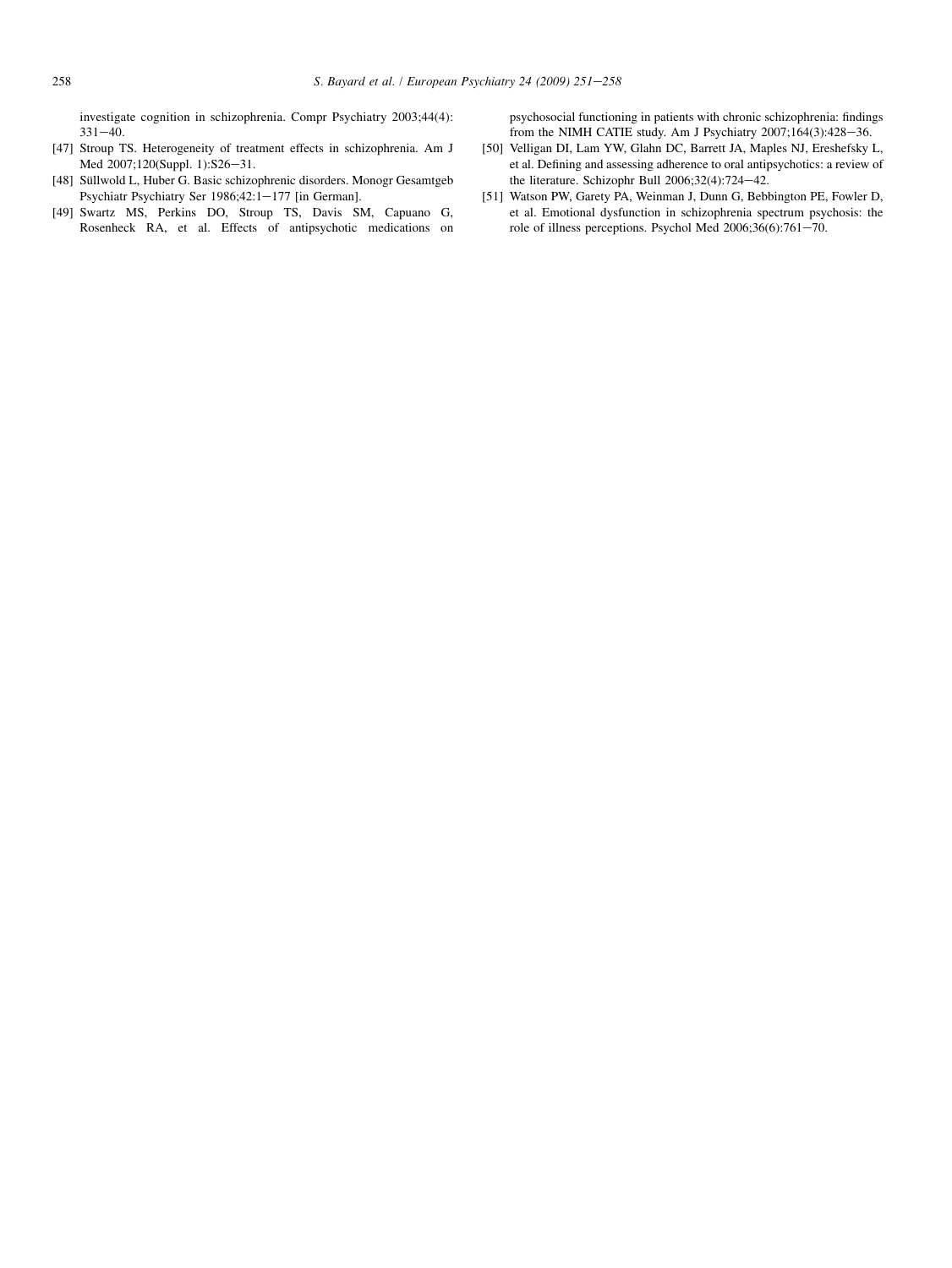investigate cognition in schizophrenia. Compr Psychiatry 2003;44(4): 331–40.

[47] Stroup TS. Heterogeneity of treatment effects in schizophrenia. Am J Med 2007;120(Suppl. 1):S26–31.

[48] Süllwold L, Huber G. Basic schizophrenic disorders. Monogr Gesamtgeb Psychiatr Psychiatry Ser 1986;42:1–177 [in German].

[49] Swartz MS, Perkins DO, Stroup TS, Davis SM, Capuano G, Rosenheck RA, et al. Effects of antipsychotic medications on psychosocial functioning in patients with chronic schizophrenia: findings from the NIMH CATIE study. Am J Psychiatry 2007;164(3):428–36.

[50] Velligan DI, Lam YW, Glahn DC, Barrett JA, Maples NJ, Ereshefsky L, et al. Defining and assessing adherence to oral antipsychotics: a review of the literature. Schizophr Bull 2006;32(4):724–42.

[51] Watson PW, Garety PA, Weinman J, Dunn G, Bebbington PE, Fowler D, et al. Emotional dysfunction in schizophrenia spectrum psychosis: the role of illness perceptions. Psychol Med 2006;36(6):761–70.